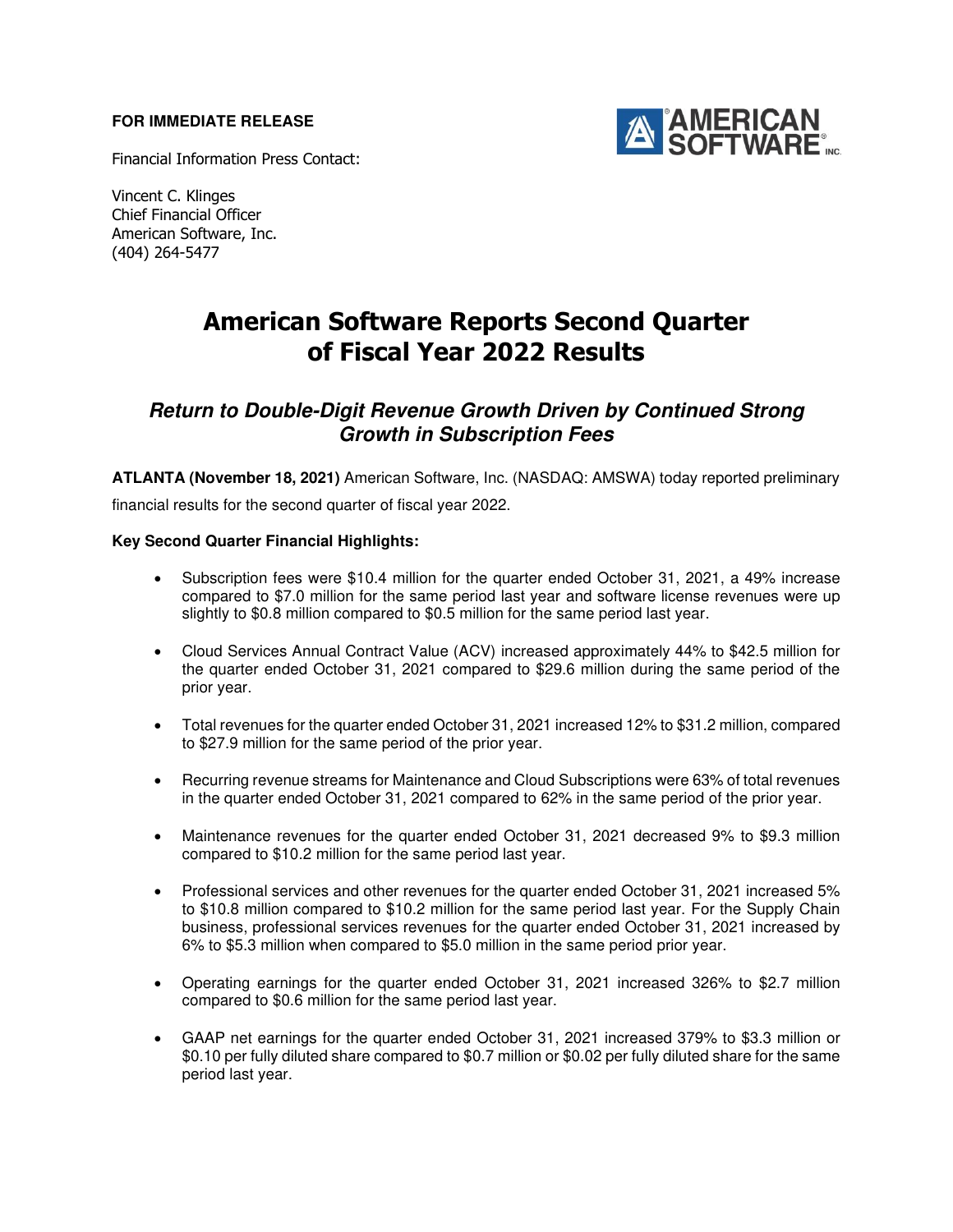**FOR IMMEDIATE RELEASE**

Financial Information Press Contact:

Vincent C. Klinges
Chief Financial Officer
American Software, Inc.
(404) 264-5477

# American Software Reports Second Quarter of Fiscal Year 2022 Results

## *Return to Double-Digit Revenue Growth Driven by Continued Strong Growth in Subscription Fees*

**ATLANTA (November 18, 2021)** American Software, Inc. (NASDAQ: AMSWA) today reported preliminary financial results for the second quarter of fiscal year 2022.

**Key Second Quarter Financial Highlights:**

- Subscription fees were $10.4 million for the quarter ended October 31, 2021, a 49% increase compared to $7.0 million for the same period last year and software license revenues were up slightly to $0.8 million compared to $0.5 million for the same period last year.
- Cloud Services Annual Contract Value (ACV) increased approximately 44% to $42.5 million for the quarter ended October 31, 2021 compared to $29.6 million during the same period of the prior year.
- Total revenues for the quarter ended October 31, 2021 increased 12% to $31.2 million, compared to $27.9 million for the same period of the prior year.
- Recurring revenue streams for Maintenance and Cloud Subscriptions were 63% of total revenues in the quarter ended October 31, 2021 compared to 62% in the same period of the prior year.
- Maintenance revenues for the quarter ended October 31, 2021 decreased 9% to $9.3 million compared to $10.2 million for the same period last year.
- Professional services and other revenues for the quarter ended October 31, 2021 increased 5% to $10.8 million compared to $10.2 million for the same period last year. For the Supply Chain business, professional services revenues for the quarter ended October 31, 2021 increased by 6% to $5.3 million when compared to $5.0 million in the same period prior year.
- Operating earnings for the quarter ended October 31, 2021 increased 326% to $2.7 million compared to $0.6 million for the same period last year.
- GAAP net earnings for the quarter ended October 31, 2021 increased 379% to $3.3 million or $0.10 per fully diluted share compared to $0.7 million or $0.02 per fully diluted share for the same period last year.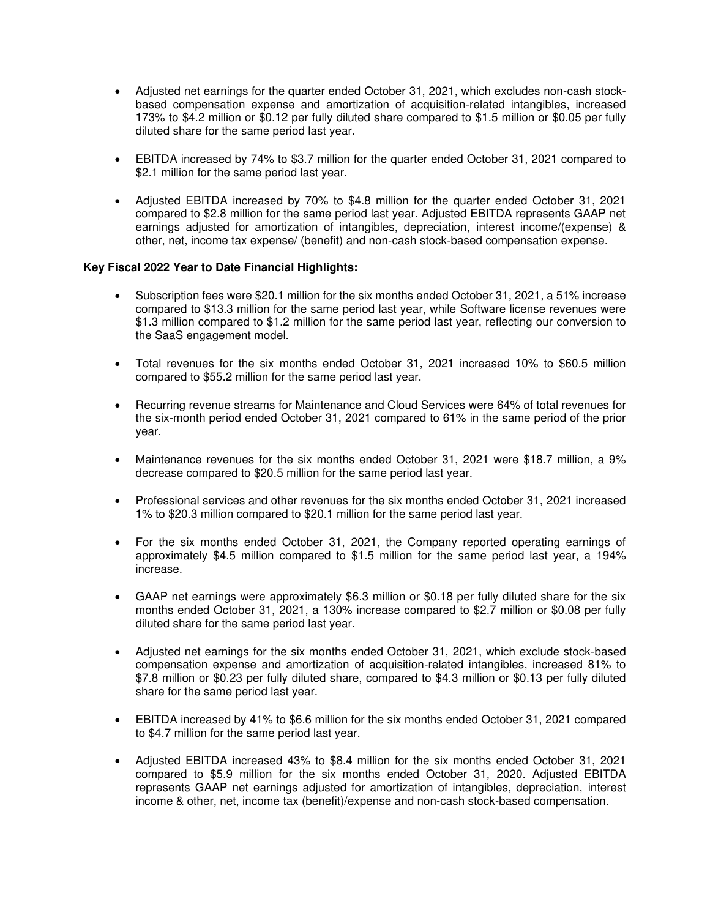- Adjusted net earnings for the quarter ended October 31, 2021, which excludes non-cash stock-based compensation expense and amortization of acquisition-related intangibles, increased 173% to $4.2 million or $0.12 per fully diluted share compared to $1.5 million or $0.05 per fully diluted share for the same period last year.

- EBITDA increased by 74% to $3.7 million for the quarter ended October 31, 2021 compared to $2.1 million for the same period last year.

- Adjusted EBITDA increased by 70% to $4.8 million for the quarter ended October 31, 2021 compared to $2.8 million for the same period last year. Adjusted EBITDA represents GAAP net earnings adjusted for amortization of intangibles, depreciation, interest income/(expense) & other, net, income tax expense/ (benefit) and non-cash stock-based compensation expense.

**Key Fiscal 2022 Year to Date Financial Highlights:**

- Subscription fees were $20.1 million for the six months ended October 31, 2021, a 51% increase compared to $13.3 million for the same period last year, while Software license revenues were $1.3 million compared to $1.2 million for the same period last year, reflecting our conversion to the SaaS engagement model.

- Total revenues for the six months ended October 31, 2021 increased 10% to $60.5 million compared to $55.2 million for the same period last year.

- Recurring revenue streams for Maintenance and Cloud Services were 64% of total revenues for the six-month period ended October 31, 2021 compared to 61% in the same period of the prior year.

- Maintenance revenues for the six months ended October 31, 2021 were $18.7 million, a 9% decrease compared to $20.5 million for the same period last year.

- Professional services and other revenues for the six months ended October 31, 2021 increased 1% to $20.3 million compared to $20.1 million for the same period last year.

- For the six months ended October 31, 2021, the Company reported operating earnings of approximately $4.5 million compared to $1.5 million for the same period last year, a 194% increase.

- GAAP net earnings were approximately $6.3 million or $0.18 per fully diluted share for the six months ended October 31, 2021, a 130% increase compared to $2.7 million or $0.08 per fully diluted share for the same period last year.

- Adjusted net earnings for the six months ended October 31, 2021, which exclude stock-based compensation expense and amortization of acquisition-related intangibles, increased 81% to $7.8 million or $0.23 per fully diluted share, compared to $4.3 million or $0.13 per fully diluted share for the same period last year.

- EBITDA increased by 41% to $6.6 million for the six months ended October 31, 2021 compared to $4.7 million for the same period last year.

- Adjusted EBITDA increased 43% to $8.4 million for the six months ended October 31, 2021 compared to $5.9 million for the six months ended October 31, 2020. Adjusted EBITDA represents GAAP net earnings adjusted for amortization of intangibles, depreciation, interest income & other, net, income tax (benefit)/expense and non-cash stock-based compensation.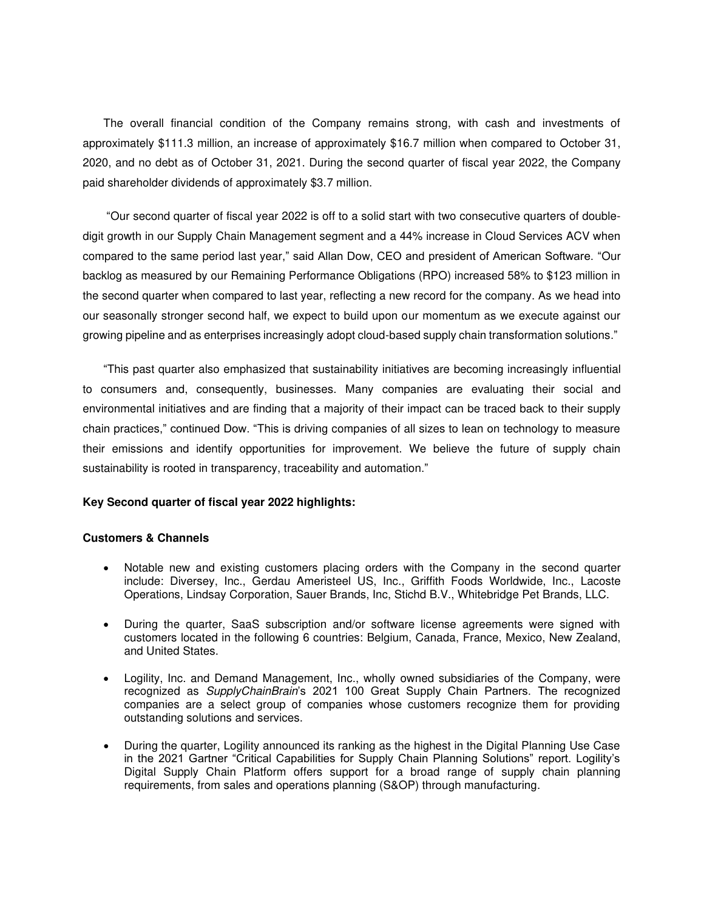The overall financial condition of the Company remains strong, with cash and investments of approximately $111.3 million, an increase of approximately $16.7 million when compared to October 31, 2020, and no debt as of October 31, 2021. During the second quarter of fiscal year 2022, the Company paid shareholder dividends of approximately $3.7 million.

"Our second quarter of fiscal year 2022 is off to a solid start with two consecutive quarters of double-digit growth in our Supply Chain Management segment and a 44% increase in Cloud Services ACV when compared to the same period last year," said Allan Dow, CEO and president of American Software. "Our backlog as measured by our Remaining Performance Obligations (RPO) increased 58% to $123 million in the second quarter when compared to last year, reflecting a new record for the company. As we head into our seasonally stronger second half, we expect to build upon our momentum as we execute against our growing pipeline and as enterprises increasingly adopt cloud-based supply chain transformation solutions."

"This past quarter also emphasized that sustainability initiatives are becoming increasingly influential to consumers and, consequently, businesses. Many companies are evaluating their social and environmental initiatives and are finding that a majority of their impact can be traced back to their supply chain practices," continued Dow. "This is driving companies of all sizes to lean on technology to measure their emissions and identify opportunities for improvement. We believe the future of supply chain sustainability is rooted in transparency, traceability and automation."

**Key Second quarter of fiscal year 2022 highlights:**

**Customers & Channels**

- Notable new and existing customers placing orders with the Company in the second quarter include: Diversey, Inc., Gerdau Ameristeel US, Inc., Griffith Foods Worldwide, Inc., Lacoste Operations, Lindsay Corporation, Sauer Brands, Inc, Stichd B.V., Whitebridge Pet Brands, LLC.

- During the quarter, SaaS subscription and/or software license agreements were signed with customers located in the following 6 countries: Belgium, Canada, France, Mexico, New Zealand, and United States.

- Logility, Inc. and Demand Management, Inc., wholly owned subsidiaries of the Company, were recognized as *SupplyChainBrain*'s 2021 100 Great Supply Chain Partners. The recognized companies are a select group of companies whose customers recognize them for providing outstanding solutions and services.

- During the quarter, Logility announced its ranking as the highest in the Digital Planning Use Case in the 2021 Gartner "Critical Capabilities for Supply Chain Planning Solutions" report. Logility's Digital Supply Chain Platform offers support for a broad range of supply chain planning requirements, from sales and operations planning (S&OP) through manufacturing.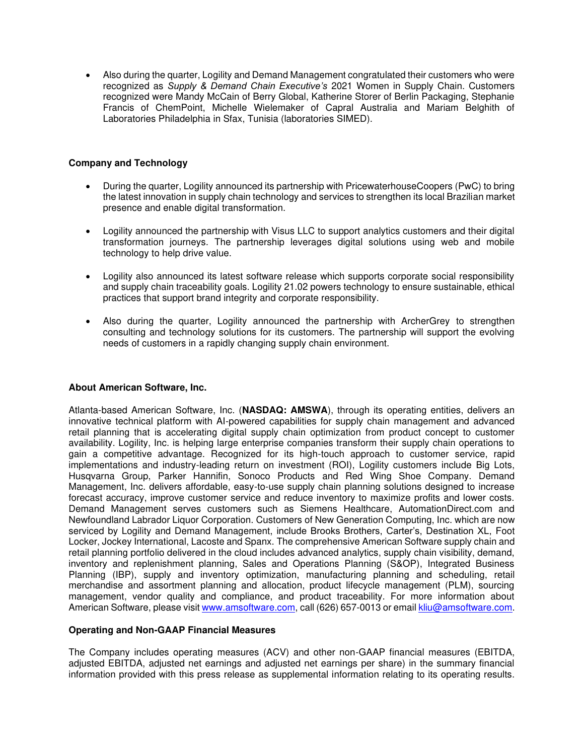- Also during the quarter, Logility and Demand Management congratulated their customers who were recognized as *Supply & Demand Chain Executive's* 2021 Women in Supply Chain. Customers recognized were Mandy McCain of Berry Global, Katherine Storer of Berlin Packaging, Stephanie Francis of ChemPoint, Michelle Wielemaker of Capral Australia and Mariam Belghith of Laboratories Philadelphia in Sfax, Tunisia (laboratories SIMED).

**Company and Technology**

- During the quarter, Logility announced its partnership with PricewaterhouseCoopers (PwC) to bring the latest innovation in supply chain technology and services to strengthen its local Brazilian market presence and enable digital transformation.

- Logility announced the partnership with Visus LLC to support analytics customers and their digital transformation journeys. The partnership leverages digital solutions using web and mobile technology to help drive value.

- Logility also announced its latest software release which supports corporate social responsibility and supply chain traceability goals. Logility 21.02 powers technology to ensure sustainable, ethical practices that support brand integrity and corporate responsibility.

- Also during the quarter, Logility announced the partnership with ArcherGrey to strengthen consulting and technology solutions for its customers. The partnership will support the evolving needs of customers in a rapidly changing supply chain environment.

**About American Software, Inc.**

Atlanta-based American Software, Inc. (**NASDAQ: AMSWA**), through its operating entities, delivers an innovative technical platform with AI-powered capabilities for supply chain management and advanced retail planning that is accelerating digital supply chain optimization from product concept to customer availability. Logility, Inc. is helping large enterprise companies transform their supply chain operations to gain a competitive advantage. Recognized for its high-touch approach to customer service, rapid implementations and industry-leading return on investment (ROI), Logility customers include Big Lots, Husqvarna Group, Parker Hannifin, Sonoco Products and Red Wing Shoe Company. Demand Management, Inc. delivers affordable, easy-to-use supply chain planning solutions designed to increase forecast accuracy, improve customer service and reduce inventory to maximize profits and lower costs. Demand Management serves customers such as Siemens Healthcare, AutomationDirect.com and Newfoundland Labrador Liquor Corporation. Customers of New Generation Computing, Inc. which are now serviced by Logility and Demand Management, include Brooks Brothers, Carter's, Destination XL, Foot Locker, Jockey International, Lacoste and Spanx. The comprehensive American Software supply chain and retail planning portfolio delivered in the cloud includes advanced analytics, supply chain visibility, demand, inventory and replenishment planning, Sales and Operations Planning (S&OP), Integrated Business Planning (IBP), supply and inventory optimization, manufacturing planning and scheduling, retail merchandise and assortment planning and allocation, product lifecycle management (PLM), sourcing management, vendor quality and compliance, and product traceability. For more information about American Software, please visit [www.amsoftware.com](http://www.amsoftware.com), call (626) 657-0013 or email [kliu@amsoftware.com](mailto:kliu@amsoftware.com).

**Operating and Non-GAAP Financial Measures**

The Company includes operating measures (ACV) and other non-GAAP financial measures (EBITDA, adjusted EBITDA, adjusted net earnings and adjusted net earnings per share) in the summary financial information provided with this press release as supplemental information relating to its operating results.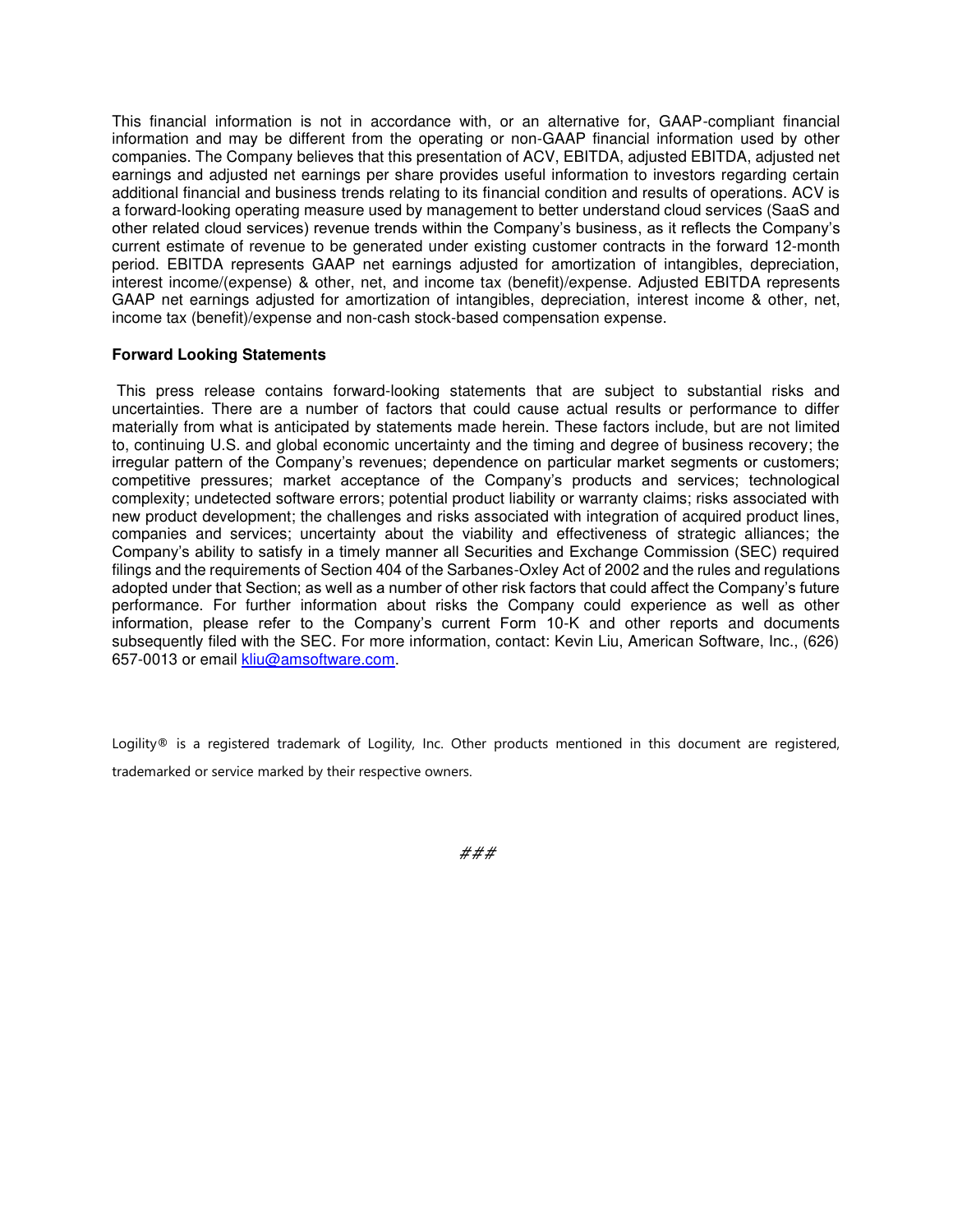This financial information is not in accordance with, or an alternative for, GAAP-compliant financial information and may be different from the operating or non-GAAP financial information used by other companies. The Company believes that this presentation of ACV, EBITDA, adjusted EBITDA, adjusted net earnings and adjusted net earnings per share provides useful information to investors regarding certain additional financial and business trends relating to its financial condition and results of operations. ACV is a forward-looking operating measure used by management to better understand cloud services (SaaS and other related cloud services) revenue trends within the Company's business, as it reflects the Company's current estimate of revenue to be generated under existing customer contracts in the forward 12-month period. EBITDA represents GAAP net earnings adjusted for amortization of intangibles, depreciation, interest income/(expense) & other, net, and income tax (benefit)/expense. Adjusted EBITDA represents GAAP net earnings adjusted for amortization of intangibles, depreciation, interest income & other, net, income tax (benefit)/expense and non-cash stock-based compensation expense.

**Forward Looking Statements**

This press release contains forward-looking statements that are subject to substantial risks and uncertainties. There are a number of factors that could cause actual results or performance to differ materially from what is anticipated by statements made herein. These factors include, but are not limited to, continuing U.S. and global economic uncertainty and the timing and degree of business recovery; the irregular pattern of the Company's revenues; dependence on particular market segments or customers; competitive pressures; market acceptance of the Company's products and services; technological complexity; undetected software errors; potential product liability or warranty claims; risks associated with new product development; the challenges and risks associated with integration of acquired product lines, companies and services; uncertainty about the viability and effectiveness of strategic alliances; the Company's ability to satisfy in a timely manner all Securities and Exchange Commission (SEC) required filings and the requirements of Section 404 of the Sarbanes-Oxley Act of 2002 and the rules and regulations adopted under that Section; as well as a number of other risk factors that could affect the Company's future performance. For further information about risks the Company could experience as well as other information, please refer to the Company's current Form 10-K and other reports and documents subsequently filed with the SEC. For more information, contact: Kevin Liu, American Software, Inc., (626) 657-0013 or email kliu@amsoftware.com.

Logility® is a registered trademark of Logility, Inc. Other products mentioned in this document are registered, trademarked or service marked by their respective owners.

###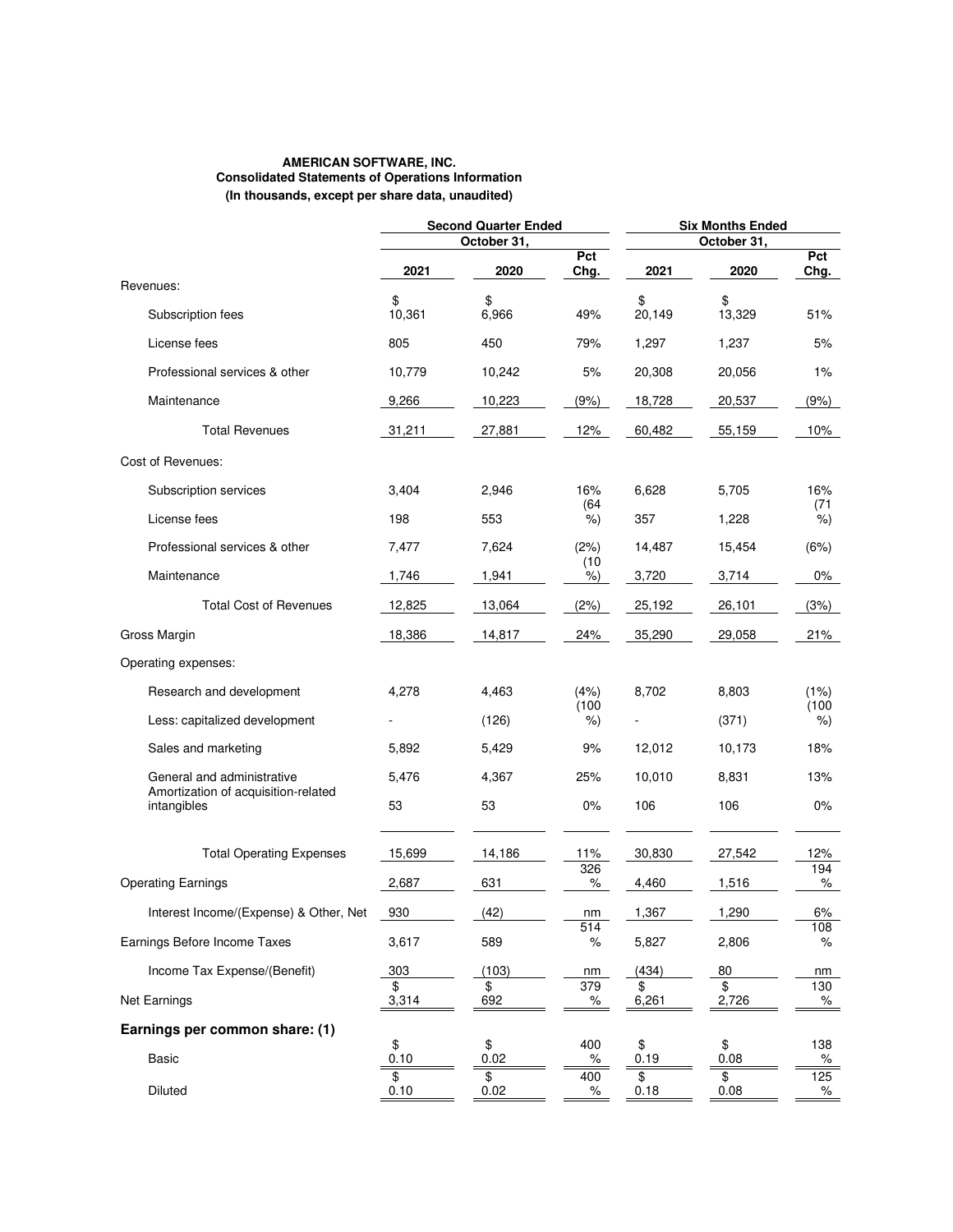**AMERICAN SOFTWARE, INC.**
**Consolidated Statements of Operations Information**
**(In thousands, except per share data, unaudited)**

| | Second Quarter Ended October 31, | | | Six Months Ended October 31, | | |
|---|---|---|---|---|---|---|
| | 2021 | 2020 | Pct Chg. | 2021 | 2020 | Pct Chg. |
| Revenues: | | | | | | |
| Subscription fees | $ 10,361 | $ 6,966 | 49% | $ 20,149 | $ 13,329 | 51% |
| License fees | 805 | 450 | 79% | 1,297 | 1,237 | 5% |
| Professional services & other | 10,779 | 10,242 | 5% | 20,308 | 20,056 | 1% |
| Maintenance | 9,266 | 10,223 | (9%) | 18,728 | 20,537 | (9%) |
| Total Revenues | 31,211 | 27,881 | 12% | 60,482 | 55,159 | 10% |
| Cost of Revenues: | | | | | | |
| Subscription services | 3,404 | 2,946 | 16% | 6,628 | 5,705 | 16% |
| License fees | 198 | 553 | (64%) | 357 | 1,228 | (71%) |
| Professional services & other | 7,477 | 7,624 | (2%) | 14,487 | 15,454 | (6%) |
| Maintenance | 1,746 | 1,941 | (10%) | 3,720 | 3,714 | 0% |
| Total Cost of Revenues | 12,825 | 13,064 | (2%) | 25,192 | 26,101 | (3%) |
| Gross Margin | 18,386 | 14,817 | 24% | 35,290 | 29,058 | 21% |
| Operating expenses: | | | | | | |
| Research and development | 4,278 | 4,463 | (4%) | 8,702 | 8,803 | (1%) |
| Less: capitalized development | - | (126) | (100%) | - | (371) | (100%) |
| Sales and marketing | 5,892 | 5,429 | 9% | 12,012 | 10,173 | 18% |
| General and administrative | 5,476 | 4,367 | 25% | 10,010 | 8,831 | 13% |
| Amortization of acquisition-related intangibles | 53 | 53 | 0% | 106 | 106 | 0% |
| Total Operating Expenses | 15,699 | 14,186 | 11% | 30,830 | 27,542 | 12% |
| Operating Earnings | 2,687 | 631 | 326% | 4,460 | 1,516 | 194% |
| Interest Income/(Expense) & Other, Net | 930 | (42) | nm | 1,367 | 1,290 | 6% |
| Earnings Before Income Taxes | 3,617 | 589 | 514% | 5,827 | 2,806 | 108% |
| Income Tax Expense/(Benefit) | 303 | (103) | nm | (434) | 80 | nm |
| Net Earnings | $ 3,314 | $ 692 | 379% | $ 6,261 | $ 2,726 | 130% |
| **Earnings per common share: (1)** | | | | | | |
| Basic | $ 0.10 | $ 0.02 | 400% | $ 0.19 | $ 0.08 | 138% |
| Diluted | $ 0.10 | $ 0.02 | 400% | $ 0.18 | $ 0.08 | 125% |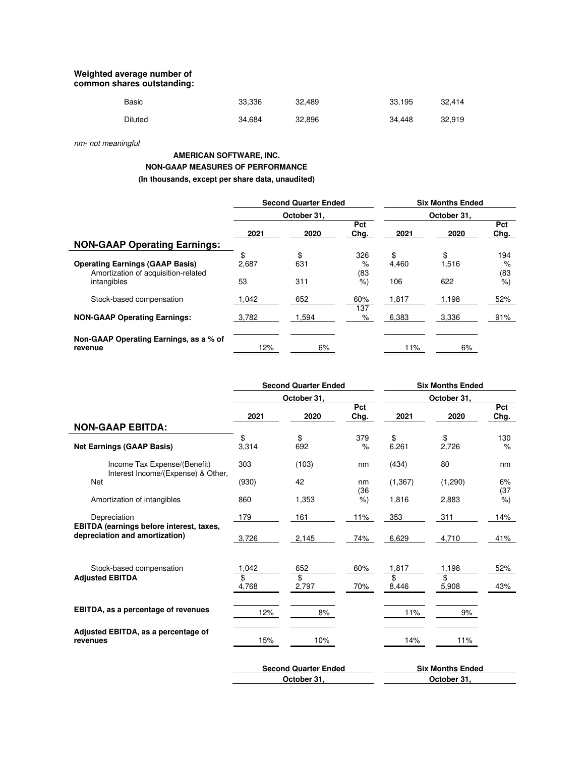**Weighted average number of common shares outstanding:**

| | | | | |
|---|---|---|---|---|
| Basic | 33,336 | 32,489 | 33,195 | 32,414 |
| Diluted | 34,684 | 32,896 | 34,448 | 32,919 |

*nm- not meaningful*

**AMERICAN SOFTWARE, INC.**
**NON-GAAP MEASURES OF PERFORMANCE**
**(In thousands, except per share data, unaudited)**

| | Second Quarter Ended October 31, | | | Six Months Ended October 31, | | |
|---|---|---|---|---|---|---|
| | 2021 | 2020 | Pct Chg. | 2021 | 2020 | Pct Chg. |
| **NON-GAAP Operating Earnings:** | | | | | | |
| **Operating Earnings (GAAP Basis)** | $ 2,687 | $ 631 | 326 % | $ 4,460 | $ 1,516 | 194 % |
| Amortization of acquisition-related intangibles | 53 | 311 | (83 %) | 106 | 622 | (83 %) |
| Stock-based compensation | 1,042 | 652 | 60% | 1,817 | 1,198 | 52% |
| **NON-GAAP Operating Earnings:** | 3,782 | 1,594 | 137 % | 6,383 | 3,336 | 91% |
| **Non-GAAP Operating Earnings, as a % of revenue** | 12% | 6% | | 11% | 6% | |

| | Second Quarter Ended October 31, | | | Six Months Ended October 31, | | |
|---|---|---|---|---|---|---|
| | 2021 | 2020 | Pct Chg. | 2021 | 2020 | Pct Chg. |
| **NON-GAAP EBITDA:** | | | | | | |
| **Net Earnings (GAAP Basis)** | $ 3,314 | $ 692 | 379 % | $ 6,261 | $ 2,726 | 130 % |
| Income Tax Expense/(Benefit) | 303 | (103) | nm | (434) | 80 | nm |
| Interest Income/(Expense) & Other, Net | (930) | 42 | nm | (1,367) | (1,290) | 6% |
| Amortization of intangibles | 860 | 1,353 | (36 %) | 1,816 | 2,883 | (37 %) |
| Depreciation | 179 | 161 | 11% | 353 | 311 | 14% |
| **EBITDA (earnings before interest, taxes, depreciation and amortization)** | 3,726 | 2,145 | 74% | 6,629 | 4,710 | 41% |
| Stock-based compensation | 1,042 | 652 | 60% | 1,817 | 1,198 | 52% |
| **Adjusted EBITDA** | $ 4,768 | $ 2,797 | 70% | $ 8,446 | $ 5,908 | 43% |
| **EBITDA, as a percentage of revenues** | 12% | 8% | | 11% | 9% | |
| **Adjusted EBITDA, as a percentage of revenues** | 15% | 10% | | 14% | 11% | |

| | Second Quarter Ended October 31, | Six Months Ended October 31, |
|---|---|---|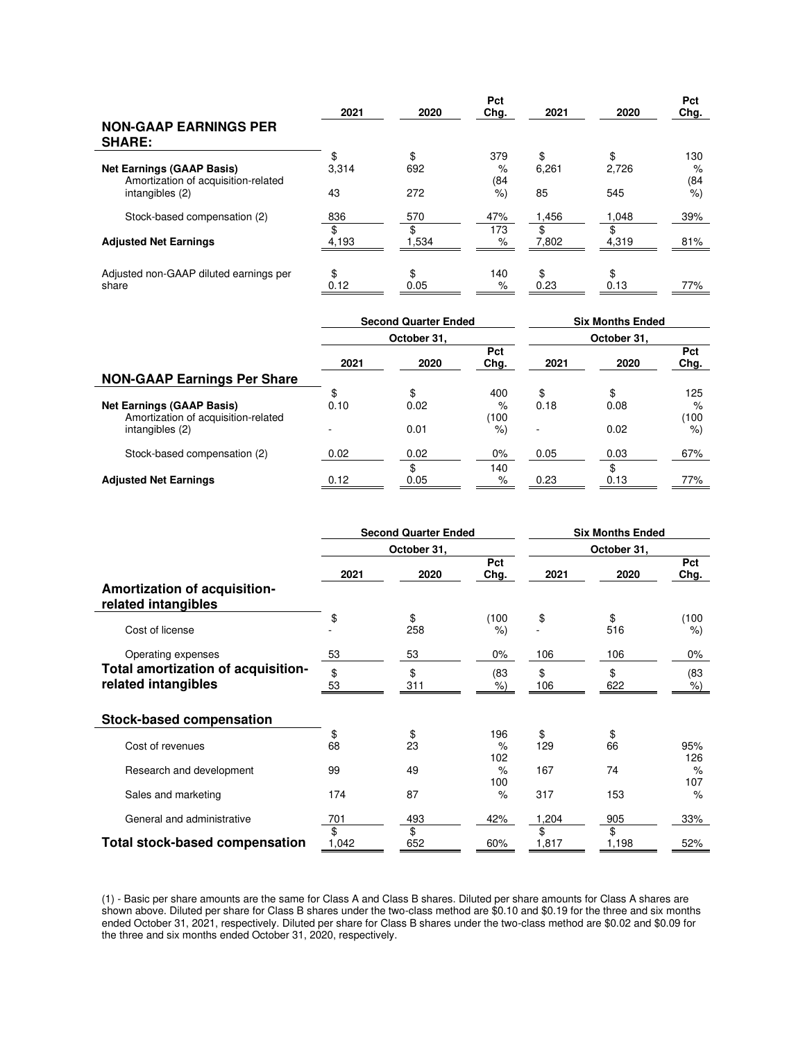| NON-GAAP EARNINGS PER SHARE: | 2021 | 2020 | Pct Chg. | 2021 | 2020 | Pct Chg. |
|---|---|---|---|---|---|---|
| **Net Earnings (GAAP Basis)** | $ 3,314 | $ 692 | 379 % | $ 6,261 | $ 2,726 | 130 % |
| Amortization of acquisition-related intangibles (2) | 43 | 272 | (84 %) | 85 | 545 | (84 %) |
| Stock-based compensation (2) | 836 | 570 | 47% | 1,456 | 1,048 | 39% |
| **Adjusted Net Earnings** | $ 4,193 | $ 1,534 | 173 % | $ 7,802 | $ 4,319 | 81% |
| Adjusted non-GAAP diluted earnings per share | $ 0.12 | $ 0.05 | 140 % | $ 0.23 | $ 0.13 | 77% |

| | Second Quarter Ended | | | Six Months Ended | | |
|---|---|---|---|---|---|---|
| | October 31, | | | October 31, | | |
| **NON-GAAP Earnings Per Share** | 2021 | 2020 | Pct Chg. | 2021 | 2020 | Pct Chg. |
| **Net Earnings (GAAP Basis)** | $ 0.10 | $ 0.02 | 400 % | $ 0.18 | $ 0.08 | 125 % |
| Amortization of acquisition-related intangibles (2) | - | 0.01 | (100 %) | - | 0.02 | (100 %) |
| Stock-based compensation (2) | 0.02 | 0.02 | 0% | 0.05 | 0.03 | 67% |
| **Adjusted Net Earnings** | 0.12 | $ 0.05 | 140 % | 0.23 | $ 0.13 | 77% |

| | Second Quarter Ended | | | Six Months Ended | | |
|---|---|---|---|---|---|---|
| | October 31, | | | October 31, | | |
| **Amortization of acquisition-related intangibles** | 2021 | 2020 | Pct Chg. | 2021 | 2020 | Pct Chg. |
| Cost of license | $ - | $ 258 | (100 %) | $ - | $ 516 | (100 %) |
| Operating expenses | 53 | 53 | 0% | 106 | 106 | 0% |
| **Total amortization of acquisition-related intangibles** | $ 53 | $ 311 | (83 %) | $ 106 | $ 622 | (83 %) |
| **Stock-based compensation** | | | | | | |
| Cost of revenues | $ 68 | $ 23 | 196 % | $ 129 | $ 66 | 95% |
| Research and development | 99 | 49 | 102 % | 167 | 74 | 126 % |
| Sales and marketing | 174 | 87 | 100 % | 317 | 153 | 107 % |
| General and administrative | 701 | 493 | 42% | 1,204 | 905 | 33% |
| **Total stock-based compensation** | $ 1,042 | $ 652 | 60% | $ 1,817 | $ 1,198 | 52% |

(1) - Basic per share amounts are the same for Class A and Class B shares. Diluted per share amounts for Class A shares are shown above. Diluted per share for Class B shares under the two-class method are $0.10 and $0.19 for the three and six months ended October 31, 2021, respectively. Diluted per share for Class B shares under the two-class method are $0.02 and $0.09 for the three and six months ended October 31, 2020, respectively.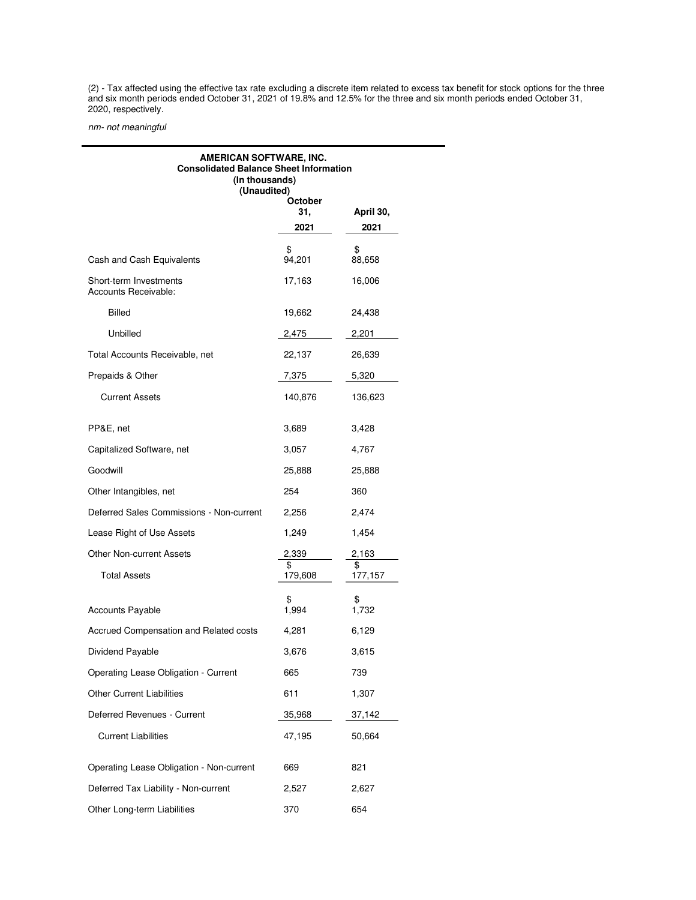(2) - Tax affected using the effective tax rate excluding a discrete item related to excess tax benefit for stock options for the three and six month periods ended October 31, 2021 of 19.8% and 12.5% for the three and six month periods ended October 31, 2020, respectively.

*nm- not meaningful*

**AMERICAN SOFTWARE, INC.**
**Consolidated Balance Sheet Information**
**(In thousands)**
**(Unaudited)**

| | October 31, 2021 | April 30, 2021 |
|---|---|---|
| Cash and Cash Equivalents | $ 94,201 | $ 88,658 |
| Short-term Investments | 17,163 | 16,006 |
| Accounts Receivable: | | |
| Billed | 19,662 | 24,438 |
| Unbilled | 2,475 | 2,201 |
| Total Accounts Receivable, net | 22,137 | 26,639 |
| Prepaids & Other | 7,375 | 5,320 |
| Current Assets | 140,876 | 136,623 |
| PP&E, net | 3,689 | 3,428 |
| Capitalized Software, net | 3,057 | 4,767 |
| Goodwill | 25,888 | 25,888 |
| Other Intangibles, net | 254 | 360 |
| Deferred Sales Commissions - Non-current | 2,256 | 2,474 |
| Lease Right of Use Assets | 1,249 | 1,454 |
| Other Non-current Assets | 2,339 | 2,163 |
| Total Assets | $ 179,608 | $ 177,157 |
| Accounts Payable | $ 1,994 | $ 1,732 |
| Accrued Compensation and Related costs | 4,281 | 6,129 |
| Dividend Payable | 3,676 | 3,615 |
| Operating Lease Obligation - Current | 665 | 739 |
| Other Current Liabilities | 611 | 1,307 |
| Deferred Revenues - Current | 35,968 | 37,142 |
| Current Liabilities | 47,195 | 50,664 |
| Operating Lease Obligation - Non-current | 669 | 821 |
| Deferred Tax Liability - Non-current | 2,527 | 2,627 |
| Other Long-term Liabilities | 370 | 654 |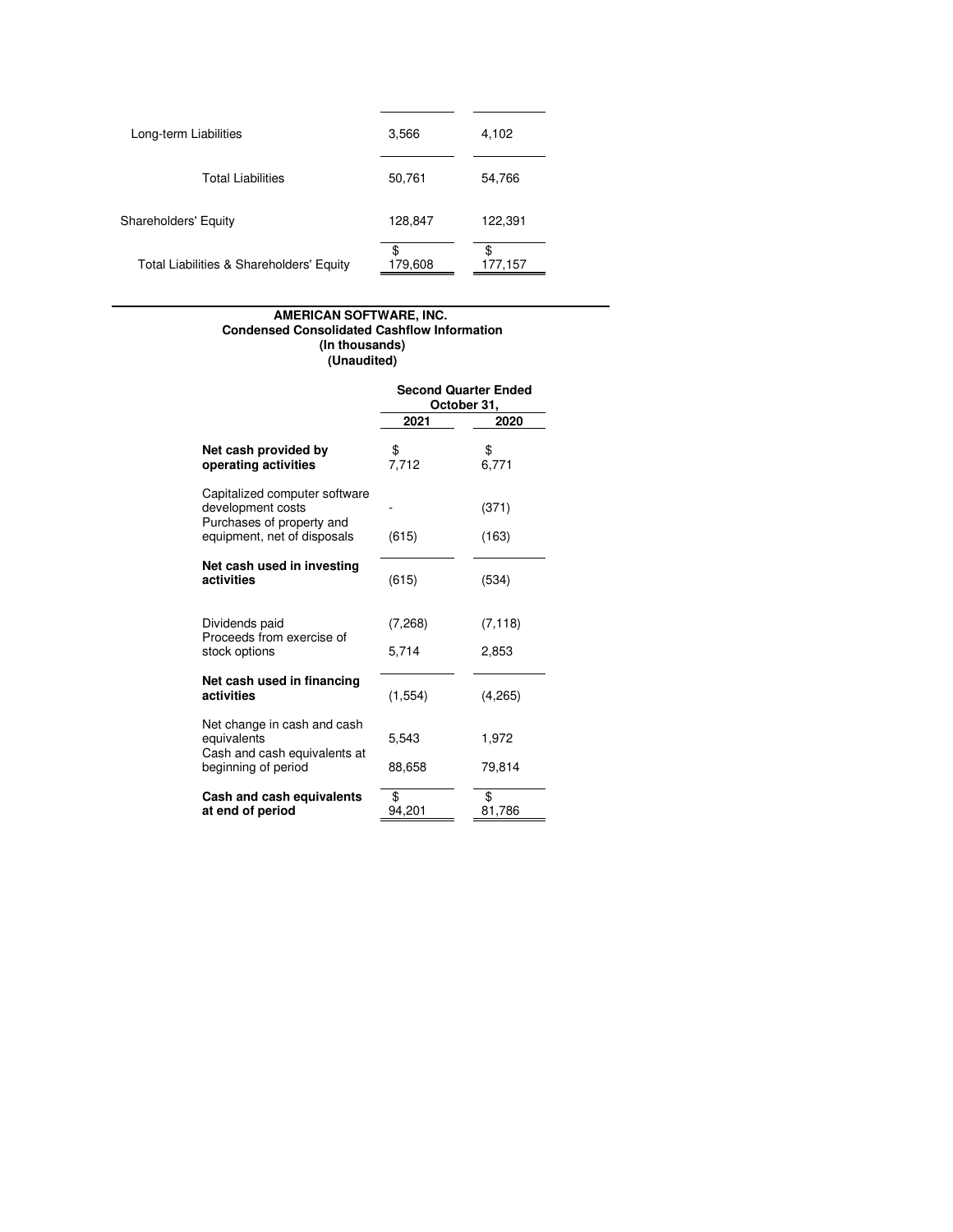| | | |
|---|---|---|
| Long-term Liabilities | 3,566 | 4,102 |
| Total Liabilities | 50,761 | 54,766 |
| Shareholders' Equity | 128,847 | 122,391 |
| Total Liabilities & Shareholders' Equity | $ 179,608 | $ 177,157 |

**AMERICAN SOFTWARE, INC.**
**Condensed Consolidated Cashflow Information**
**(In thousands)**
**(Unaudited)**

| | **Second Quarter Ended October 31,** | |
|---|---|---|
| | **2021** | **2020** |
| **Net cash provided by operating activities** | $ 7,712 | $ 6,771 |
| Capitalized computer software development costs | - | (371) |
| Purchases of property and equipment, net of disposals | (615) | (163) |
| **Net cash used in investing activities** | (615) | (534) |
| Dividends paid | (7,268) | (7,118) |
| Proceeds from exercise of stock options | 5,714 | 2,853 |
| **Net cash used in financing activities** | (1,554) | (4,265) |
| Net change in cash and cash equivalents | 5,543 | 1,972 |
| Cash and cash equivalents at beginning of period | 88,658 | 79,814 |
| **Cash and cash equivalents at end of period** | $ 94,201 | $ 81,786 |